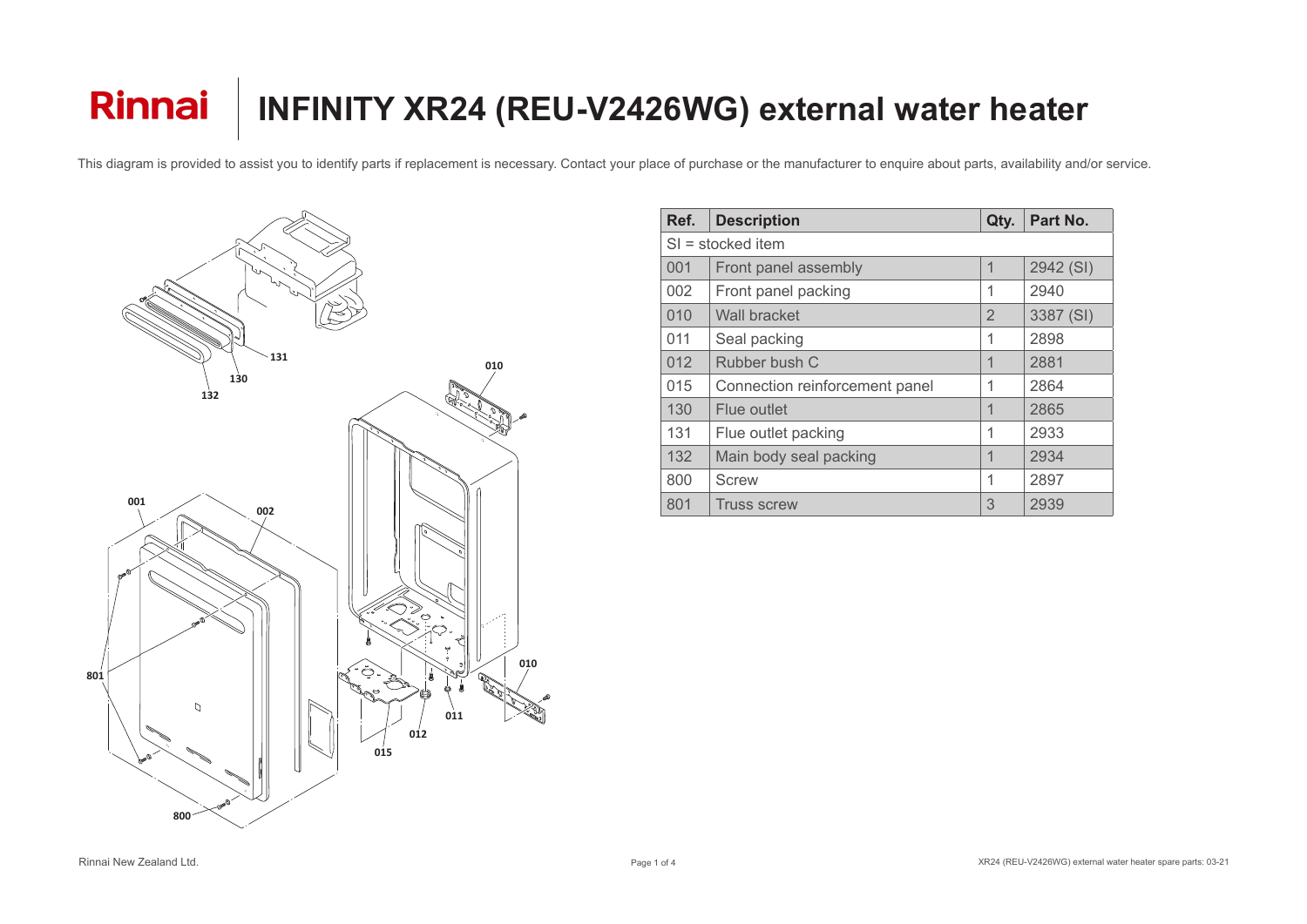# Rinnai | INFINITY XR24 (REU-V2426WG) external water heater

This diagram is provided to assist you to identify parts if replacement is necessary. Contact your place of purchase or the manufacturer to enquire about parts, availability and/or service.

| Ref. | Description | Qty. | Part No. |
|---|---|---|---|
| SI = stocked item | | | |
| 001 | Front panel assembly | 1 | 2942 (SI) |
| 002 | Front panel packing | 1 | 2940 |
| 010 | Wall bracket | 2 | 3387 (SI) |
| 011 | Seal packing | 1 | 2898 |
| 012 | Rubber bush C | 1 | 2881 |
| 015 | Connection reinforcement panel | 1 | 2864 |
| 130 | Flue outlet | 1 | 2865 |
| 131 | Flue outlet packing | 1 | 2933 |
| 132 | Main body seal packing | 1 | 2934 |
| 800 | Screw | 1 | 2897 |
| 801 | Truss screw | 3 | 2939 |

Rinnai New Zealand Ltd.

XR24 (REU-V2426WG) external water heater spare parts: 03-21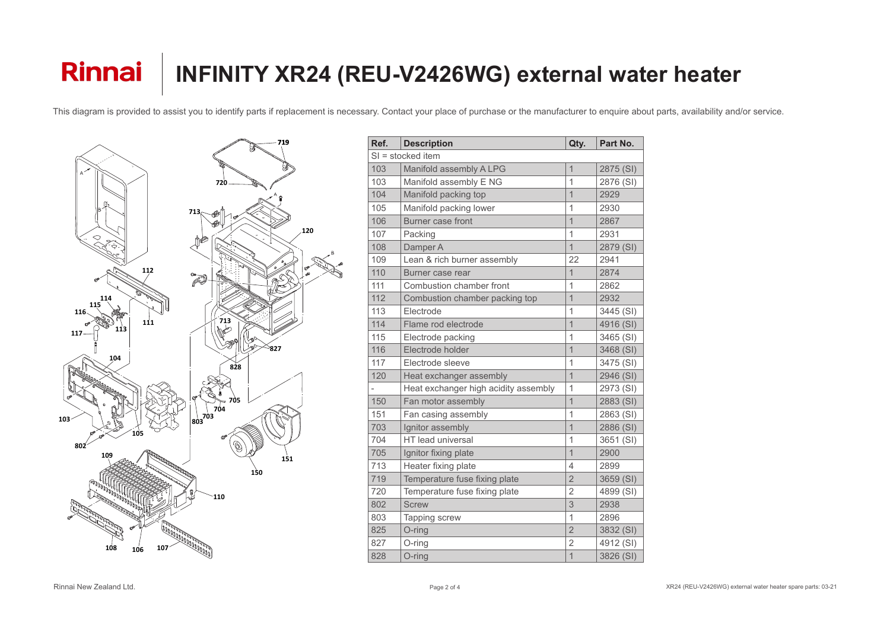# Rinnai | INFINITY XR24 (REU-V2426WG) external water heater

This diagram is provided to assist you to identify parts if replacement is necessary. Contact your place of purchase or the manufacturer to enquire about parts, availability and/or service.

| Ref. | Description | Qty. | Part No. |
|---|---|---|---|
| SI = stocked item | | | |
| 103 | Manifold assembly A LPG | 1 | 2875 (SI) |
| 103 | Manifold assembly E NG | 1 | 2876 (SI) |
| 104 | Manifold packing top | 1 | 2929 |
| 105 | Manifold packing lower | 1 | 2930 |
| 106 | Burner case front | 1 | 2867 |
| 107 | Packing | 1 | 2931 |
| 108 | Damper A | 1 | 2879 (SI) |
| 109 | Lean & rich burner assembly | 22 | 2941 |
| 110 | Burner case rear | 1 | 2874 |
| 111 | Combustion chamber front | 1 | 2862 |
| 112 | Combustion chamber packing top | 1 | 2932 |
| 113 | Electrode | 1 | 3445 (SI) |
| 114 | Flame rod electrode | 1 | 4916 (SI) |
| 115 | Electrode packing | 1 | 3465 (SI) |
| 116 | Electrode holder | 1 | 3468 (SI) |
| 117 | Electrode sleeve | 1 | 3475 (SI) |
| 120 | Heat exchanger assembly | 1 | 2946 (SI) |
| - | Heat exchanger high acidity assembly | 1 | 2973 (SI) |
| 150 | Fan motor assembly | 1 | 2883 (SI) |
| 151 | Fan casing assembly | 1 | 2863 (SI) |
| 703 | Ignitor assembly | 1 | 2886 (SI) |
| 704 | HT lead universal | 1 | 3651 (SI) |
| 705 | Ignitor fixing plate | 1 | 2900 |
| 713 | Heater fixing plate | 4 | 2899 |
| 719 | Temperature fuse fixing plate | 2 | 3659 (SI) |
| 720 | Temperature fuse fixing plate | 2 | 4899 (SI) |
| 802 | Screw | 3 | 2938 |
| 803 | Tapping screw | 1 | 2896 |
| 825 | O-ring | 2 | 3832 (SI) |
| 827 | O-ring | 2 | 4912 (SI) |
| 828 | O-ring | 1 | 3826 (SI) |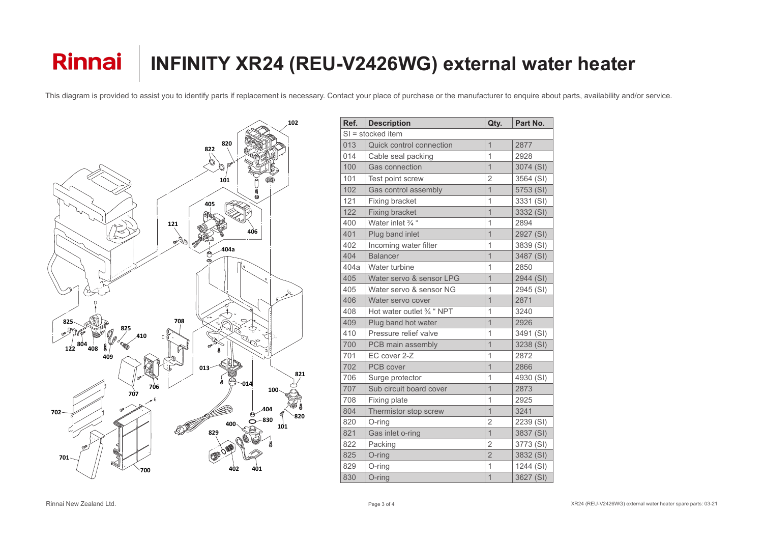# Rinnai | INFINITY XR24 (REU-V2426WG) external water heater

This diagram is provided to assist you to identify parts if replacement is necessary. Contact your place of purchase or the manufacturer to enquire about parts, availability and/or service.

| Ref. | Description | Qty. | Part No. |
|---|---|---|---|
| SI = stocked item | | | |
| 013 | Quick control connection | 1 | 2877 |
| 014 | Cable seal packing | 1 | 2928 |
| 100 | Gas connection | 1 | 3074 (SI) |
| 101 | Test point screw | 2 | 3564 (SI) |
| 102 | Gas control assembly | 1 | 5753 (SI) |
| 121 | Fixing bracket | 1 | 3331 (SI) |
| 122 | Fixing bracket | 1 | 3332 (SI) |
| 400 | Water inlet ¾ " | 1 | 2894 |
| 401 | Plug band inlet | 1 | 2927 (SI) |
| 402 | Incoming water filter | 1 | 3839 (SI) |
| 404 | Balancer | 1 | 3487 (SI) |
| 404a | Water turbine | 1 | 2850 |
| 405 | Water servo & sensor LPG | 1 | 2944 (SI) |
| 405 | Water servo & sensor NG | 1 | 2945 (SI) |
| 406 | Water servo cover | 1 | 2871 |
| 408 | Hot water outlet ¾ " NPT | 1 | 3240 |
| 409 | Plug band hot water | 1 | 2926 |
| 410 | Pressure relief valve | 1 | 3491 (SI) |
| 700 | PCB main assembly | 1 | 3238 (SI) |
| 701 | EC cover 2-Z | 1 | 2872 |
| 702 | PCB cover | 1 | 2866 |
| 706 | Surge protector | 1 | 4930 (SI) |
| 707 | Sub circuit board cover | 1 | 2873 |
| 708 | Fixing plate | 1 | 2925 |
| 804 | Thermistor stop screw | 1 | 3241 |
| 820 | O-ring | 2 | 2239 (SI) |
| 821 | Gas inlet o-ring | 1 | 3837 (SI) |
| 822 | Packing | 2 | 3773 (SI) |
| 825 | O-ring | 2 | 3832 (SI) |
| 829 | O-ring | 1 | 1244 (SI) |
| 830 | O-ring | 1 | 3627 (SI) |

Rinnai New Zealand Ltd.

XR24 (REU-V2426WG) external water heater spare parts: 03-21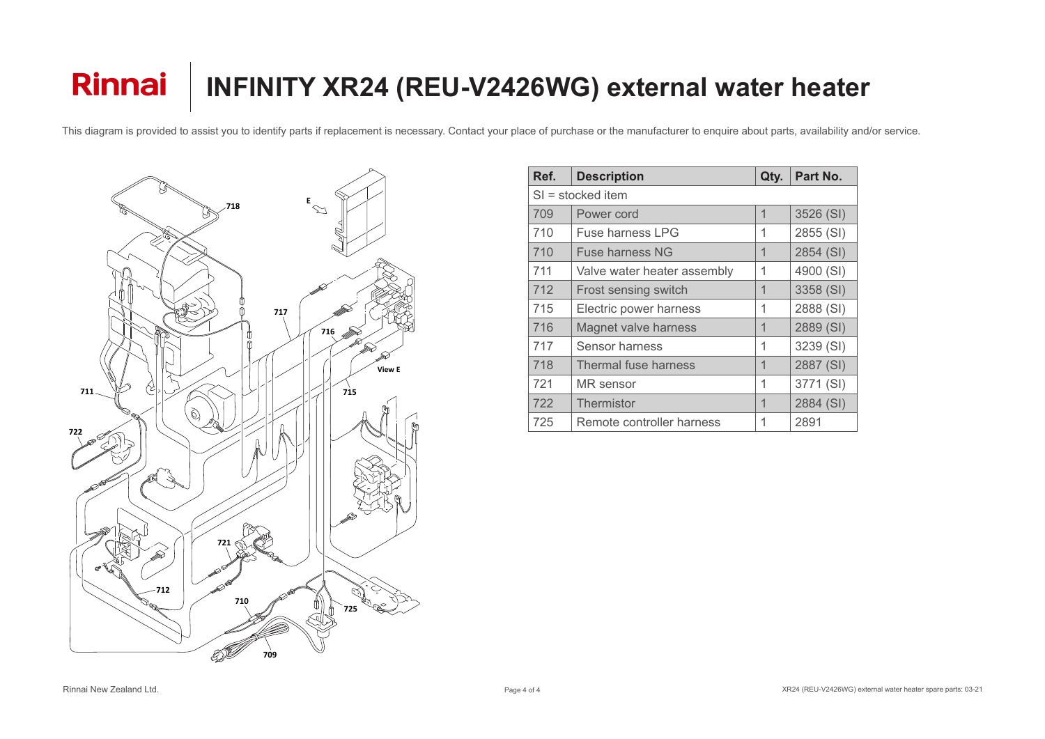# Rinnai | INFINITY XR24 (REU-V2426WG) external water heater

This diagram is provided to assist you to identify parts if replacement is necessary. Contact your place of purchase or the manufacturer to enquire about parts, availability and/or service.

718
E
717
716
View E
711
715
722
721
712
710
725
709

| Ref. | Description | Qty. | Part No. |
|---|---|---|---|
| SI = stocked item | | | |
| 709 | Power cord | 1 | 3526 (SI) |
| 710 | Fuse harness LPG | 1 | 2855 (SI) |
| 710 | Fuse harness NG | 1 | 2854 (SI) |
| 711 | Valve water heater assembly | 1 | 4900 (SI) |
| 712 | Frost sensing switch | 1 | 3358 (SI) |
| 715 | Electric power harness | 1 | 2888 (SI) |
| 716 | Magnet valve harness | 1 | 2889 (SI) |
| 717 | Sensor harness | 1 | 3239 (SI) |
| 718 | Thermal fuse harness | 1 | 2887 (SI) |
| 721 | MR sensor | 1 | 3771 (SI) |
| 722 | Thermistor | 1 | 2884 (SI) |
| 725 | Remote controller harness | 1 | 2891 |